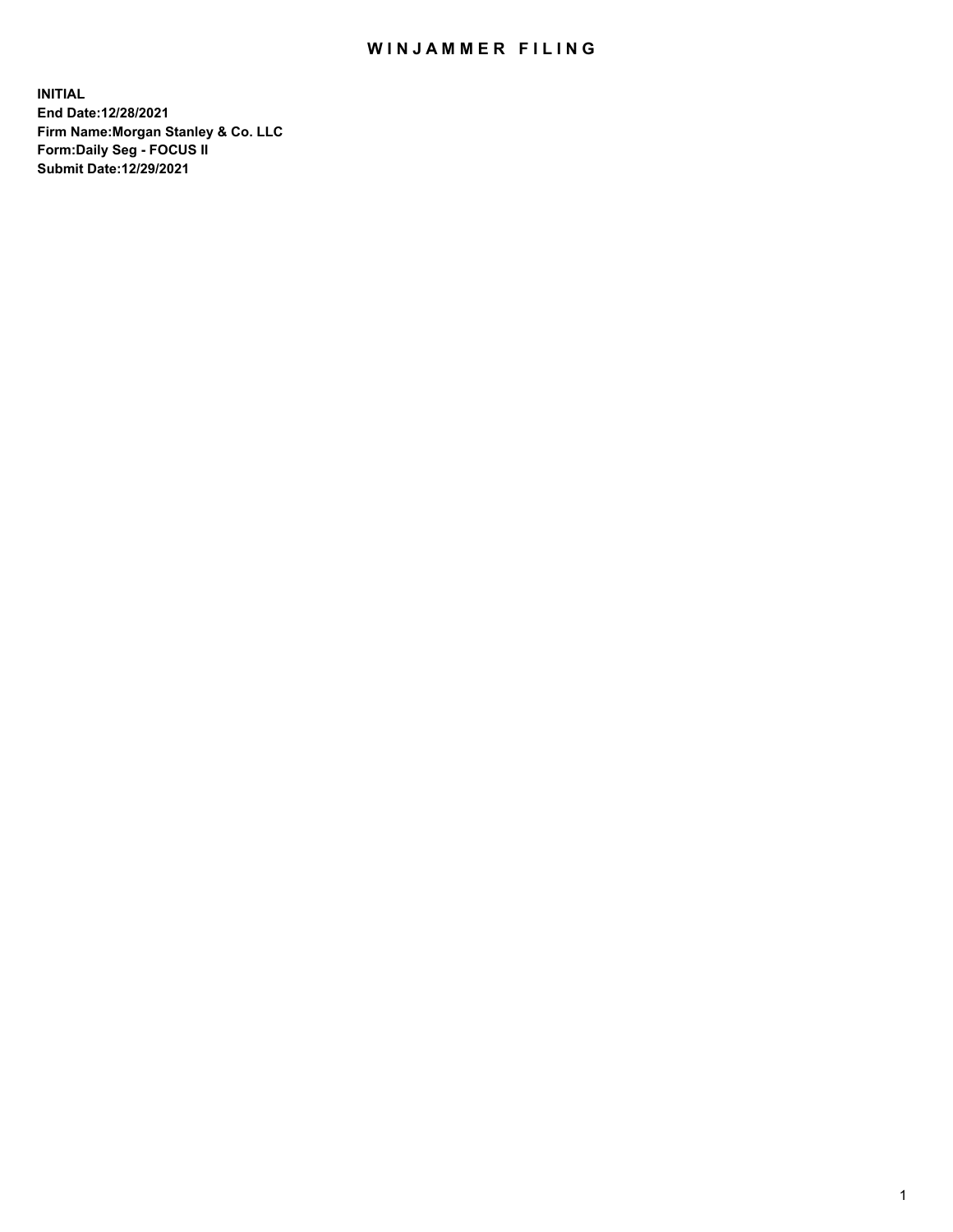# WINJAMMER FILING

**INITIAL**
**End Date:12/28/2021**
**Firm Name:Morgan Stanley & Co. LLC**
**Form:Daily Seg - FOCUS II**
**Submit Date:12/29/2021**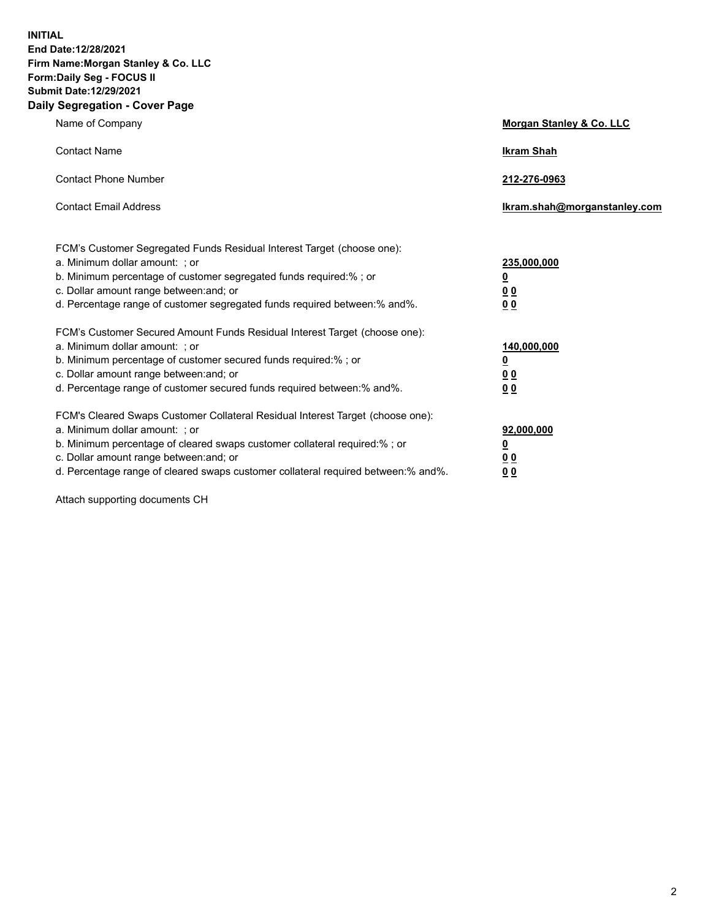**INITIAL**
**End Date:12/28/2021**
**Firm Name:Morgan Stanley & Co. LLC**
**Form:Daily Seg - FOCUS II**
**Submit Date:12/29/2021**
**Daily Segregation - Cover Page**

| | |
|---|---|
| Name of Company | **Morgan Stanley & Co. LLC** |
| Contact Name | **Ikram Shah** |
| Contact Phone Number | **212-276-0963** |
| Contact Email Address | **Ikram.shah@morganstanley.com** |

| | |
|---|---|
| FCM's Customer Segregated Funds Residual Interest Target (choose one): | |
| a. Minimum dollar amount: ; or | **235,000,000** |
| b. Minimum percentage of customer segregated funds required:% ; or | **0** |
| c. Dollar amount range between:and; or | **0 0** |
| d. Percentage range of customer segregated funds required between:% and%. | **0 0** |
| FCM's Customer Secured Amount Funds Residual Interest Target (choose one): | |
| a. Minimum dollar amount: ; or | **140,000,000** |
| b. Minimum percentage of customer secured funds required:% ; or | **0** |
| c. Dollar amount range between:and; or | **0 0** |
| d. Percentage range of customer secured funds required between:% and%. | **0 0** |
| FCM's Cleared Swaps Customer Collateral Residual Interest Target (choose one): | |
| a. Minimum dollar amount: ; or | **92,000,000** |
| b. Minimum percentage of cleared swaps customer collateral required:% ; or | **0** |
| c. Dollar amount range between:and; or | **0 0** |
| d. Percentage range of cleared swaps customer collateral required between:% and%. | **0 0** |

Attach supporting documents CH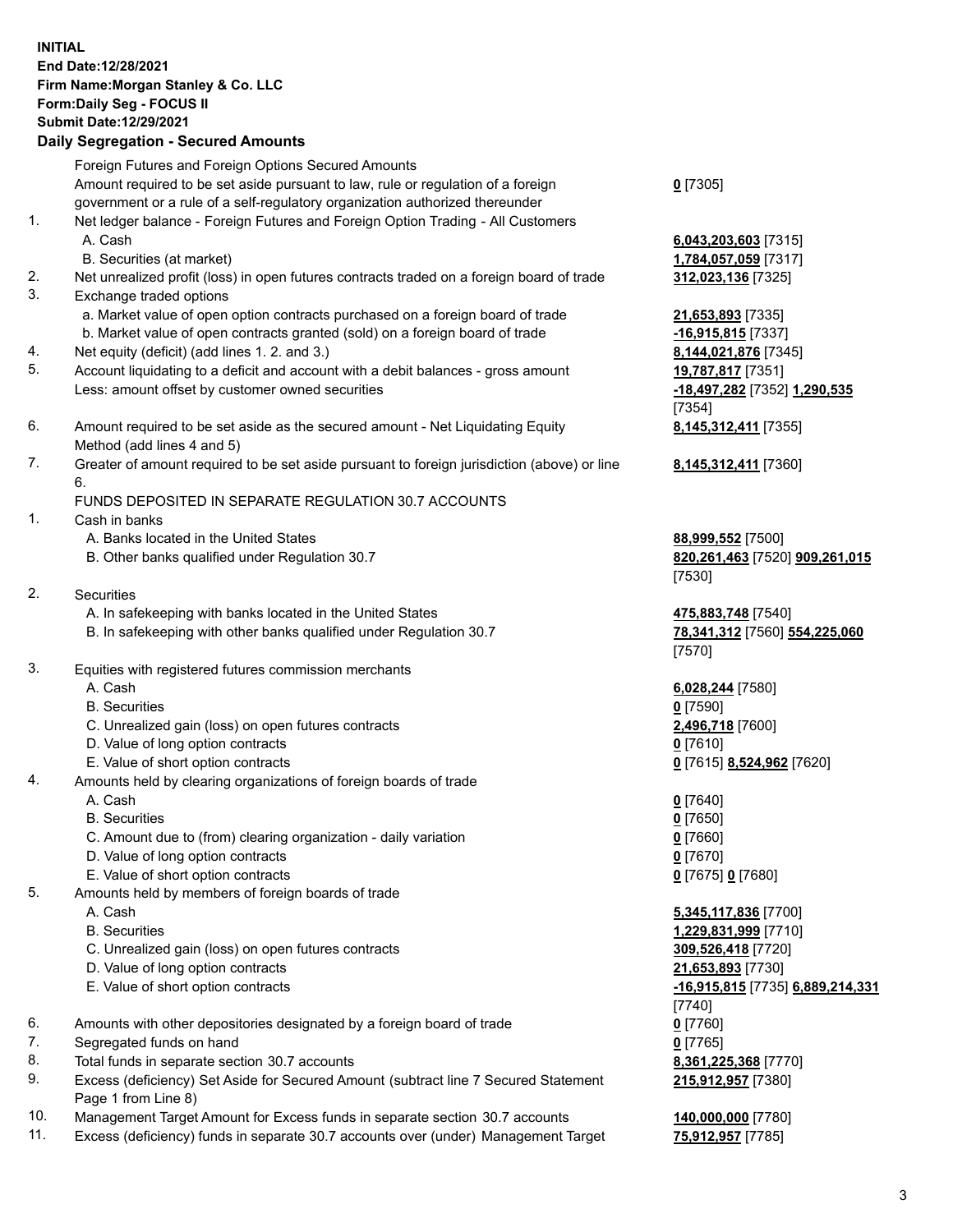**INITIAL**
**End Date:12/28/2021**
**Firm Name:Morgan Stanley & Co. LLC**
**Form:Daily Seg - FOCUS II**
**Submit Date:12/29/2021**

**Daily Segregation - Secured Amounts**

| | | |
|---|---|---|
| | Foreign Futures and Foreign Options Secured Amounts | |
| | Amount required to be set aside pursuant to law, rule or regulation of a foreign government or a rule of a self-regulatory organization authorized thereunder | **0** [7305] |
| 1. | Net ledger balance - Foreign Futures and Foreign Option Trading - All Customers | |
| | A. Cash | **6,043,203,603** [7315] |
| | B. Securities (at market) | **1,784,057,059** [7317] |
| 2. | Net unrealized profit (loss) in open futures contracts traded on a foreign board of trade | **312,023,136** [7325] |
| 3. | Exchange traded options | |
| | a. Market value of open option contracts purchased on a foreign board of trade | **21,653,893** [7335] |
| | b. Market value of open contracts granted (sold) on a foreign board of trade | **-16,915,815** [7337] |
| 4. | Net equity (deficit) (add lines 1. 2. and 3.) | **8,144,021,876** [7345] |
| 5. | Account liquidating to a deficit and account with a debit balances - gross amount | **19,787,817** [7351] |
| | Less: amount offset by customer owned securities | **-18,497,282** [7352] **1,290,535** [7354] |
| 6. | Amount required to be set aside as the secured amount - Net Liquidating Equity Method (add lines 4 and 5) | **8,145,312,411** [7355] |
| 7. | Greater of amount required to be set aside pursuant to foreign jurisdiction (above) or line 6. | **8,145,312,411** [7360] |
| | FUNDS DEPOSITED IN SEPARATE REGULATION 30.7 ACCOUNTS | |
| 1. | Cash in banks | |
| | A. Banks located in the United States | **88,999,552** [7500] |
| | B. Other banks qualified under Regulation 30.7 | **820,261,463** [7520] **909,261,015** [7530] |
| 2. | Securities | |
| | A. In safekeeping with banks located in the United States | **475,883,748** [7540] |
| | B. In safekeeping with other banks qualified under Regulation 30.7 | **78,341,312** [7560] **554,225,060** [7570] |
| 3. | Equities with registered futures commission merchants | |
| | A. Cash | **6,028,244** [7580] |
| | B. Securities | **0** [7590] |
| | C. Unrealized gain (loss) on open futures contracts | **2,496,718** [7600] |
| | D. Value of long option contracts | **0** [7610] |
| | E. Value of short option contracts | **0** [7615] **8,524,962** [7620] |
| 4. | Amounts held by clearing organizations of foreign boards of trade | |
| | A. Cash | **0** [7640] |
| | B. Securities | **0** [7650] |
| | C. Amount due to (from) clearing organization - daily variation | **0** [7660] |
| | D. Value of long option contracts | **0** [7670] |
| | E. Value of short option contracts | **0** [7675] **0** [7680] |
| 5. | Amounts held by members of foreign boards of trade | |
| | A. Cash | **5,345,117,836** [7700] |
| | B. Securities | **1,229,831,999** [7710] |
| | C. Unrealized gain (loss) on open futures contracts | **309,526,418** [7720] |
| | D. Value of long option contracts | **21,653,893** [7730] |
| | E. Value of short option contracts | **-16,915,815** [7735] **6,889,214,331** [7740] |
| 6. | Amounts with other depositories designated by a foreign board of trade | **0** [7760] |
| 7. | Segregated funds on hand | **0** [7765] |
| 8. | Total funds in separate section 30.7 accounts | **8,361,225,368** [7770] |
| 9. | Excess (deficiency) Set Aside for Secured Amount (subtract line 7 Secured Statement Page 1 from Line 8) | **215,912,957** [7380] |
| 10. | Management Target Amount for Excess funds in separate section 30.7 accounts | **140,000,000** [7780] |
| 11. | Excess (deficiency) funds in separate 30.7 accounts over (under) Management Target | **75,912,957** [7785] |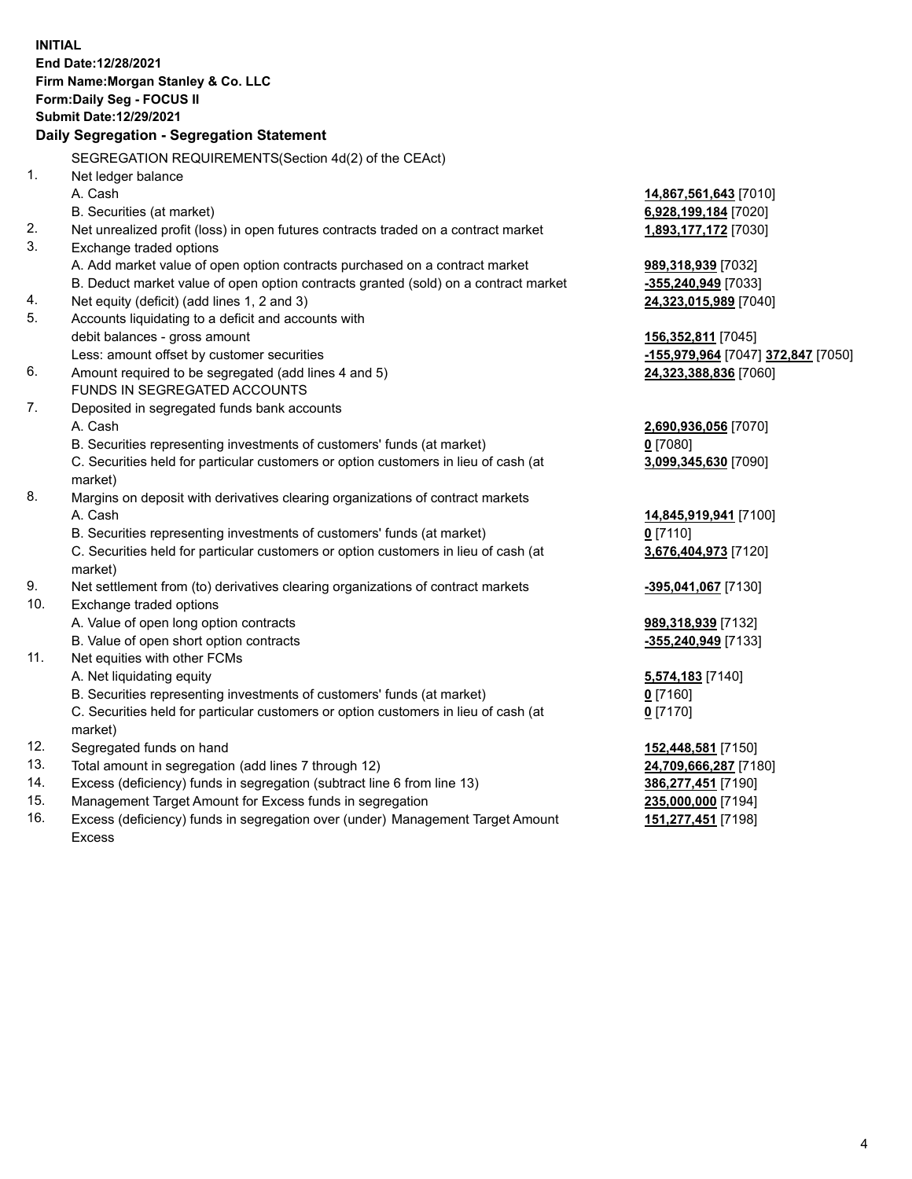**INITIAL**
**End Date:12/28/2021**
**Firm Name:Morgan Stanley & Co. LLC**
**Form:Daily Seg - FOCUS II**
**Submit Date:12/29/2021**

## Daily Segregation - Segregation Statement

SEGREGATION REQUIREMENTS(Section 4d(2) of the CEAct)

| | | |
|---|---|---|
| 1. | Net ledger balance | |
| | A. Cash | **14,867,561,643** [7010] |
| | B. Securities (at market) | **6,928,199,184** [7020] |
| 2. | Net unrealized profit (loss) in open futures contracts traded on a contract market | **1,893,177,172** [7030] |
| 3. | Exchange traded options | |
| | A. Add market value of open option contracts purchased on a contract market | **989,318,939** [7032] |
| | B. Deduct market value of open option contracts granted (sold) on a contract market | **-355,240,949** [7033] |
| 4. | Net equity (deficit) (add lines 1, 2 and 3) | **24,323,015,989** [7040] |
| 5. | Accounts liquidating to a deficit and accounts with debit balances - gross amount | **156,352,811** [7045] |
| | Less: amount offset by customer securities | **-155,979,964** [7047] **372,847** [7050] |
| 6. | Amount required to be segregated (add lines 4 and 5) | **24,323,388,836** [7060] |
| | FUNDS IN SEGREGATED ACCOUNTS | |
| 7. | Deposited in segregated funds bank accounts | |
| | A. Cash | **2,690,936,056** [7070] |
| | B. Securities representing investments of customers' funds (at market) | **0** [7080] |
| | C. Securities held for particular customers or option customers in lieu of cash (at market) | **3,099,345,630** [7090] |
| 8. | Margins on deposit with derivatives clearing organizations of contract markets | |
| | A. Cash | **14,845,919,941** [7100] |
| | B. Securities representing investments of customers' funds (at market) | **0** [7110] |
| | C. Securities held for particular customers or option customers in lieu of cash (at market) | **3,676,404,973** [7120] |
| 9. | Net settlement from (to) derivatives clearing organizations of contract markets | **-395,041,067** [7130] |
| 10. | Exchange traded options | |
| | A. Value of open long option contracts | **989,318,939** [7132] |
| | B. Value of open short option contracts | **-355,240,949** [7133] |
| 11. | Net equities with other FCMs | |
| | A. Net liquidating equity | **5,574,183** [7140] |
| | B. Securities representing investments of customers' funds (at market) | **0** [7160] |
| | C. Securities held for particular customers or option customers in lieu of cash (at market) | **0** [7170] |
| 12. | Segregated funds on hand | **152,448,581** [7150] |
| 13. | Total amount in segregation (add lines 7 through 12) | **24,709,666,287** [7180] |
| 14. | Excess (deficiency) funds in segregation (subtract line 6 from line 13) | **386,277,451** [7190] |
| 15. | Management Target Amount for Excess funds in segregation | **235,000,000** [7194] |
| 16. | Excess (deficiency) funds in segregation over (under) Management Target Amount Excess | **151,277,451** [7198] |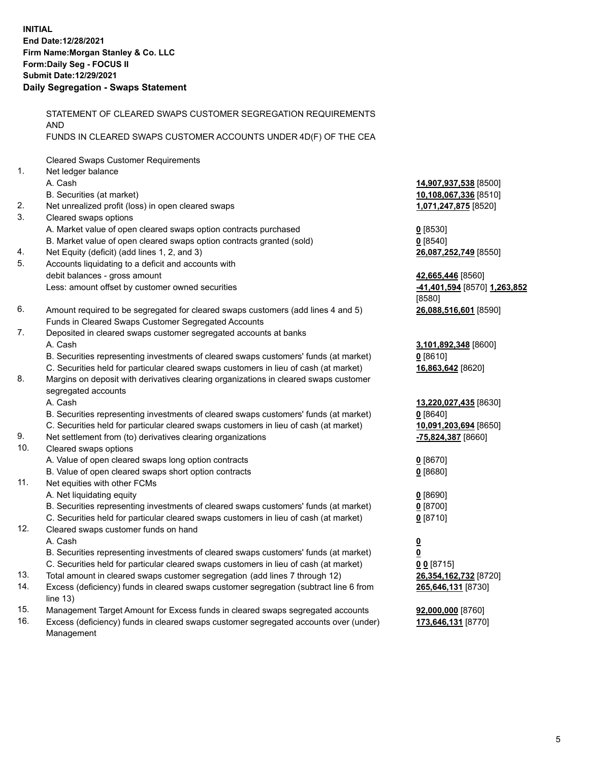**INITIAL**
**End Date:12/28/2021**
**Firm Name:Morgan Stanley & Co. LLC**
**Form:Daily Seg - FOCUS II**
**Submit Date:12/29/2021**
**Daily Segregation - Swaps Statement**

STATEMENT OF CLEARED SWAPS CUSTOMER SEGREGATION REQUIREMENTS AND
FUNDS IN CLEARED SWAPS CUSTOMER ACCOUNTS UNDER 4D(F) OF THE CEA

| | | |
|---|---|---|
| | Cleared Swaps Customer Requirements | |
| 1. | Net ledger balance | |
| | A. Cash | **14,907,937,538** [8500] |
| | B. Securities (at market) | **10,108,067,336** [8510] |
| 2. | Net unrealized profit (loss) in open cleared swaps | **1,071,247,875** [8520] |
| 3. | Cleared swaps options | |
| | A. Market value of open cleared swaps option contracts purchased | **0** [8530] |
| | B. Market value of open cleared swaps option contracts granted (sold) | **0** [8540] |
| 4. | Net Equity (deficit) (add lines 1, 2, and 3) | **26,087,252,749** [8550] |
| 5. | Accounts liquidating to a deficit and accounts with debit balances - gross amount | **42,665,446** [8560] |
| | Less: amount offset by customer owned securities | **-41,401,594** [8570] **1,263,852** [8580] |
| 6. | Amount required to be segregated for cleared swaps customers (add lines 4 and 5) | **26,088,516,601** [8590] |
| | Funds in Cleared Swaps Customer Segregated Accounts | |
| 7. | Deposited in cleared swaps customer segregated accounts at banks | |
| | A. Cash | **3,101,892,348** [8600] |
| | B. Securities representing investments of cleared swaps customers' funds (at market) | **0** [8610] |
| | C. Securities held for particular cleared swaps customers in lieu of cash (at market) | **16,863,642** [8620] |
| 8. | Margins on deposit with derivatives clearing organizations in cleared swaps customer segregated accounts | |
| | A. Cash | **13,220,027,435** [8630] |
| | B. Securities representing investments of cleared swaps customers' funds (at market) | **0** [8640] |
| | C. Securities held for particular cleared swaps customers in lieu of cash (at market) | **10,091,203,694** [8650] |
| 9. | Net settlement from (to) derivatives clearing organizations | **-75,824,387** [8660] |
| 10. | Cleared swaps options | |
| | A. Value of open cleared swaps long option contracts | **0** [8670] |
| | B. Value of open cleared swaps short option contracts | **0** [8680] |
| 11. | Net equities with other FCMs | |
| | A. Net liquidating equity | **0** [8690] |
| | B. Securities representing investments of cleared swaps customers' funds (at market) | **0** [8700] |
| | C. Securities held for particular cleared swaps customers in lieu of cash (at market) | **0** [8710] |
| 12. | Cleared swaps customer funds on hand | |
| | A. Cash | **0** |
| | B. Securities representing investments of cleared swaps customers' funds (at market) | **0** |
| | C. Securities held for particular cleared swaps customers in lieu of cash (at market) | **0** **0** [8715] |
| 13. | Total amount in cleared swaps customer segregation (add lines 7 through 12) | **26,354,162,732** [8720] |
| 14. | Excess (deficiency) funds in cleared swaps customer segregation (subtract line 6 from line 13) | **265,646,131** [8730] |
| 15. | Management Target Amount for Excess funds in cleared swaps segregated accounts | **92,000,000** [8760] |
| 16. | Excess (deficiency) funds in cleared swaps customer segregated accounts over (under) Management | **173,646,131** [8770] |